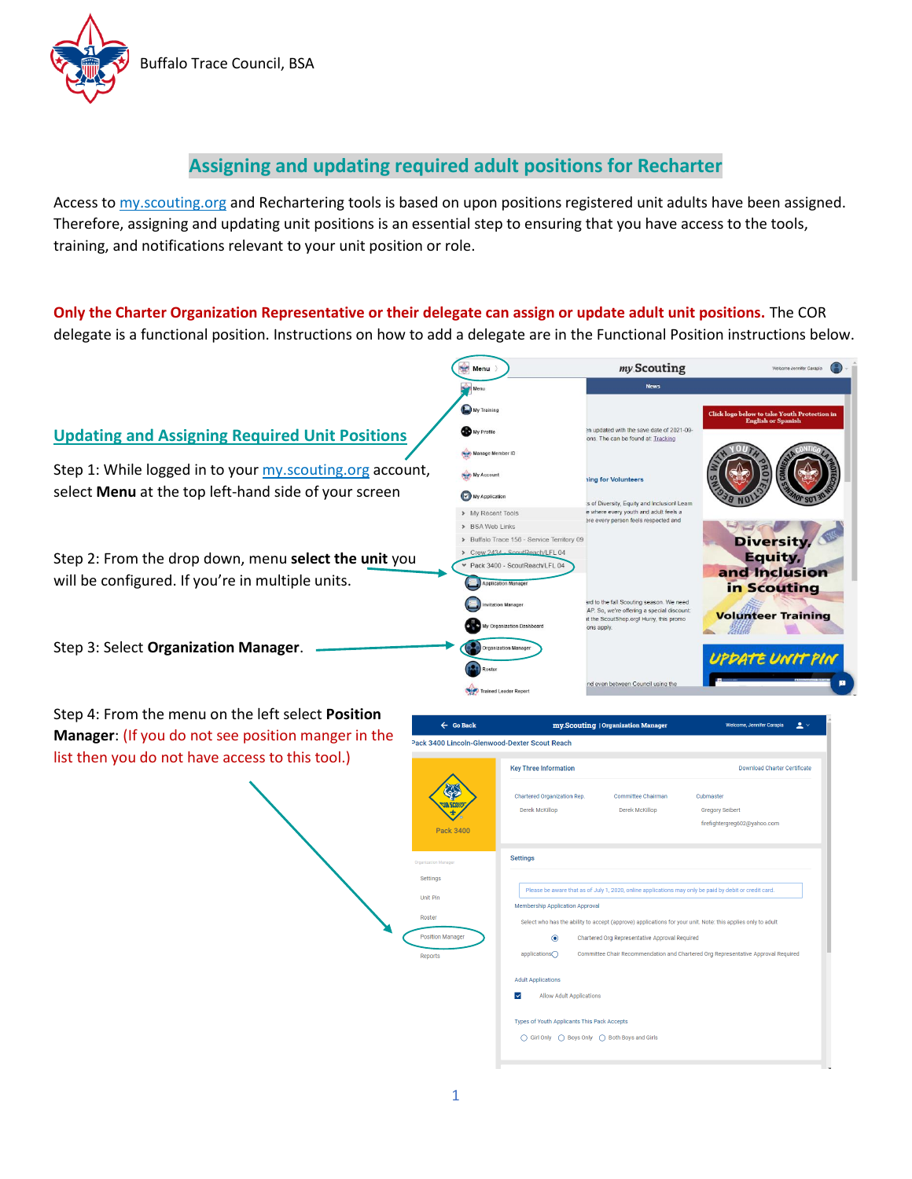Buffalo Trace Council, BSA

# Assigning and updating required adult positions for Recharter

Access to [my.scouting.org](my.scouting.org) and Rechartering tools is based on upon positions registered unit adults have been assigned. Therefore, assigning and updating unit positions is an essential step to ensuring that you have access to the tools, training, and notifications relevant to your unit position or role.

**Only the Charter Organization Representative or their delegate can assign or update adult unit positions.** The COR delegate is a functional position. Instructions on how to add a delegate are in the Functional Position instructions below.

## Updating and Assigning Required Unit Positions

Step 1: While logged in to your [my.scouting.org](my.scouting.org) account, select **Menu** at the top left-hand side of your screen

Step 2: From the drop down, menu **select the unit** you will be configured. If you're in multiple units.

Step 3: Select **Organization Manager**.

Step 4: From the menu on the left select **Position Manager**: (If you do not see position manger in the list then you do not have access to this tool.)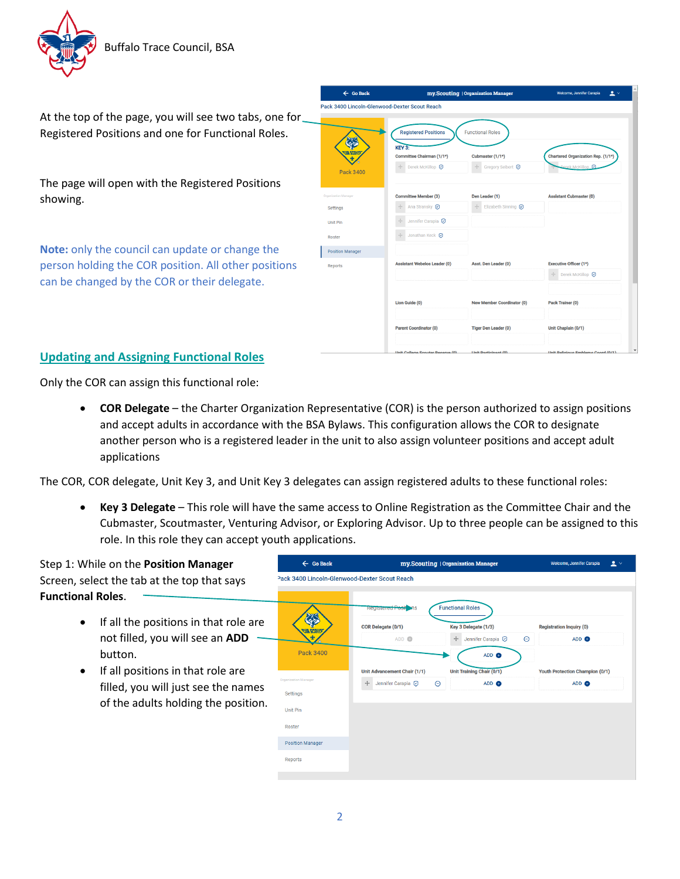At the top of the page, you will see two tabs, one for Registered Positions and one for Functional Roles.

The page will open with the Registered Positions showing.

**Note:** only the council can update or change the person holding the COR position. All other positions can be changed by the COR or their delegate.

## Updating and Assigning Functional Roles

Only the COR can assign this functional role:

- **COR Delegate** – the Charter Organization Representative (COR) is the person authorized to assign positions and accept adults in accordance with the BSA Bylaws. This configuration allows the COR to designate another person who is a registered leader in the unit to also assign volunteer positions and accept adult applications

The COR, COR delegate, Unit Key 3, and Unit Key 3 delegates can assign registered adults to these functional roles:

- **Key 3 Delegate** – This role will have the same access to Online Registration as the Committee Chair and the Cubmaster, Scoutmaster, Venturing Advisor, or Exploring Advisor. Up to three people can be assigned to this role. In this role they can accept youth applications.

Step 1: While on the **Position Manager** Screen, select the tab at the top that says **Functional Roles**.

- If all the positions in that role are not filled, you will see an **ADD** button.
- If all positions in that role are filled, you will just see the names of the adults holding the position.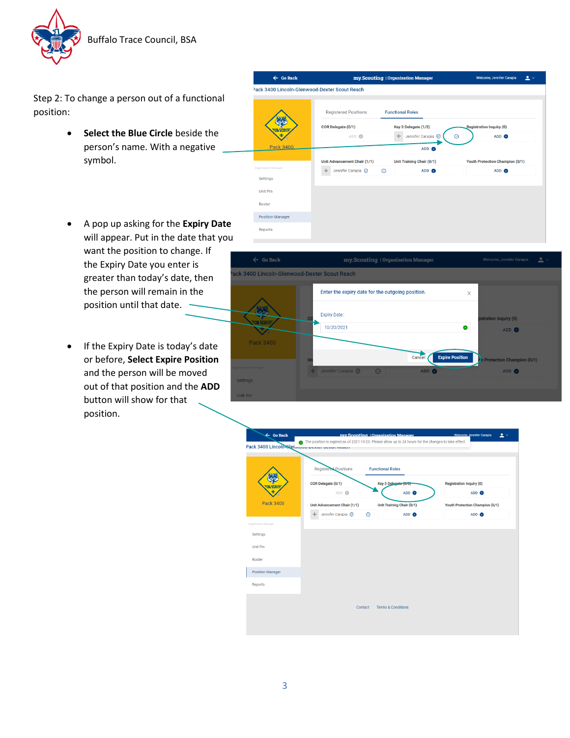Buffalo Trace Council, BSA

Step 2: To change a person out of a functional position:

- **Select the Blue Circle** beside the person's name. With a negative symbol.
- A pop up asking for the **Expiry Date** will appear. Put in the date that you want the position to change. If the Expiry Date you enter is greater than today's date, then the person will remain in the position until that date.
- If the Expiry Date is today's date or before, **Select Expire Position** and the person will be moved out of that position and the **ADD** button will show for that position.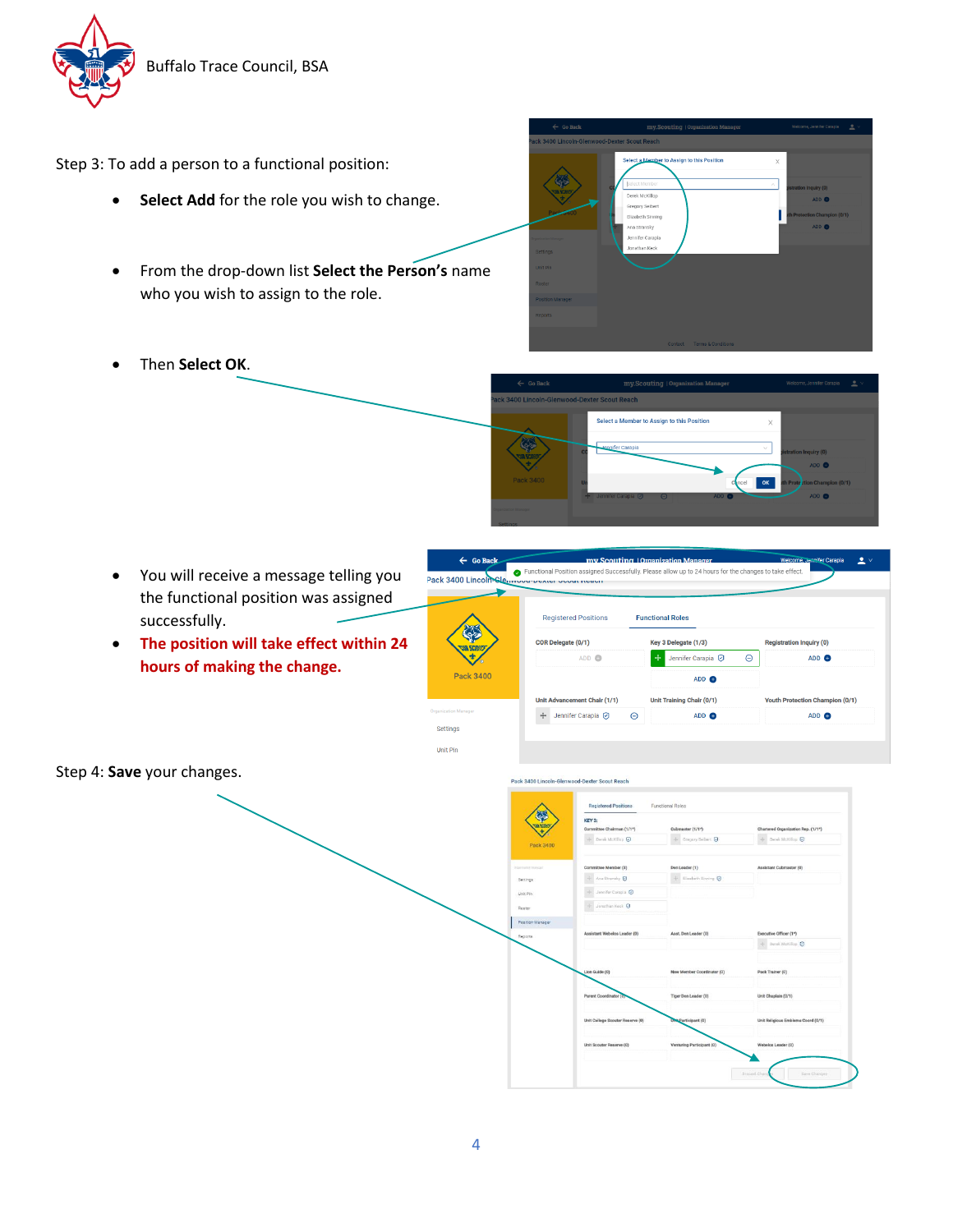Buffalo Trace Council, BSA

Step 3: To add a person to a functional position:

- **Select Add** for the role you wish to change.
- From the drop-down list **Select the Person's** name who you wish to assign to the role.
- Then **Select OK**.

- You will receive a message telling you the functional position was assigned successfully.
- **The position will take effect within 24 hours of making the change.**

Step 4: **Save** your changes.